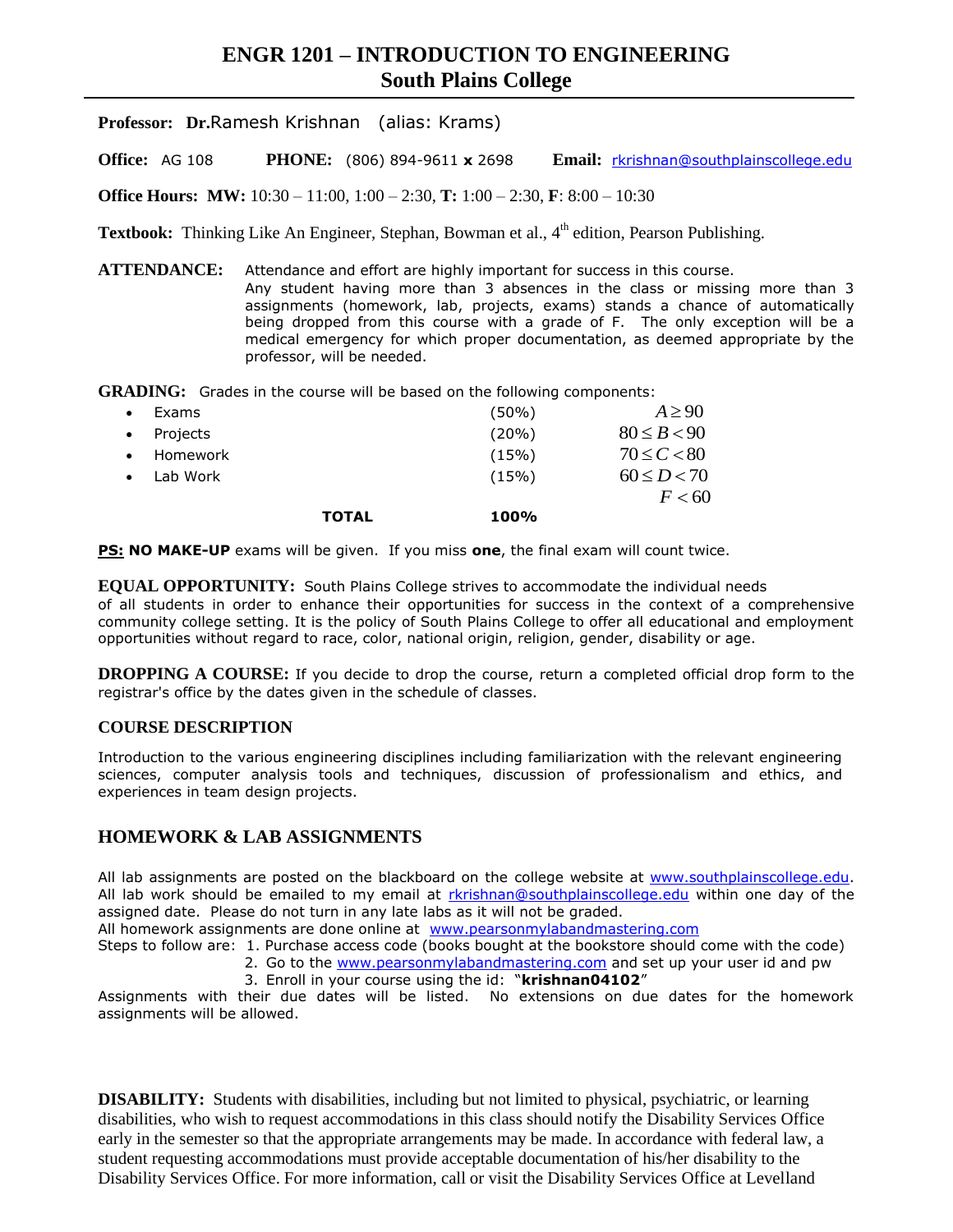# ENGR 1201 – INTRODUCTION TO ENGINEERING
## South Plains College

**Professor:** **Dr.**Ramesh Krishnan (alias: Krams)

**Office:** AG 108 **PHONE:** (806) 894-9611 **x** 2698 **Email:** rkrishnan@southplainscollege.edu

**Office Hours:** **MW:** 10:30 – 11:00, 1:00 – 2:30, **T:** 1:00 – 2:30, **F**: 8:00 – 10:30

**Textbook:** Thinking Like An Engineer, Stephan, Bowman et al., 4th edition, Pearson Publishing.

**ATTENDANCE:** Attendance and effort are highly important for success in this course. Any student having more than 3 absences in the class or missing more than 3 assignments (homework, lab, projects, exams) stands a chance of automatically being dropped from this course with a grade of F. The only exception will be a medical emergency for which proper documentation, as deemed appropriate by the professor, will be needed.

**GRADING:** Grades in the course will be based on the following components:

| Component | Weight | Grade Scale |
|---|---|---|
| Exams | (50%) | $A \geq 90$ |
| Projects | (20%) | $80 \leq B < 90$ |
| Homework | (15%) | $70 \leq C < 80$ |
| Lab Work | (15%) | $60 \leq D < 70$ |
| | | $F < 60$ |
| **TOTAL** | **100%** | |

**PS:** **NO MAKE-UP** exams will be given. If you miss **one**, the final exam will count twice.

**EQUAL OPPORTUNITY:** South Plains College strives to accommodate the individual needs of all students in order to enhance their opportunities for success in the context of a comprehensive community college setting. It is the policy of South Plains College to offer all educational and employment opportunities without regard to race, color, national origin, religion, gender, disability or age.

**DROPPING A COURSE:** If you decide to drop the course, return a completed official drop form to the registrar's office by the dates given in the schedule of classes.

### COURSE DESCRIPTION

Introduction to the various engineering disciplines including familiarization with the relevant engineering sciences, computer analysis tools and techniques, discussion of professionalism and ethics, and experiences in team design projects.

## HOMEWORK & LAB ASSIGNMENTS

All lab assignments are posted on the blackboard on the college website at www.southplainscollege.edu. All lab work should be emailed to my email at rkrishnan@southplainscollege.edu within one day of the assigned date. Please do not turn in any late labs as it will not be graded.

All homework assignments are done online at www.pearsonmylabandmastering.com

Steps to follow are:
1. Purchase access code (books bought at the bookstore should come with the code)
2. Go to the www.pearsonmylabandmastering.com and set up your user id and pw
3. Enroll in your course using the id: "**krishnan04102**"

Assignments with their due dates will be listed. No extensions on due dates for the homework assignments will be allowed.

**DISABILITY:** Students with disabilities, including but not limited to physical, psychiatric, or learning disabilities, who wish to request accommodations in this class should notify the Disability Services Office early in the semester so that the appropriate arrangements may be made. In accordance with federal law, a student requesting accommodations must provide acceptable documentation of his/her disability to the Disability Services Office. For more information, call or visit the Disability Services Office at Levelland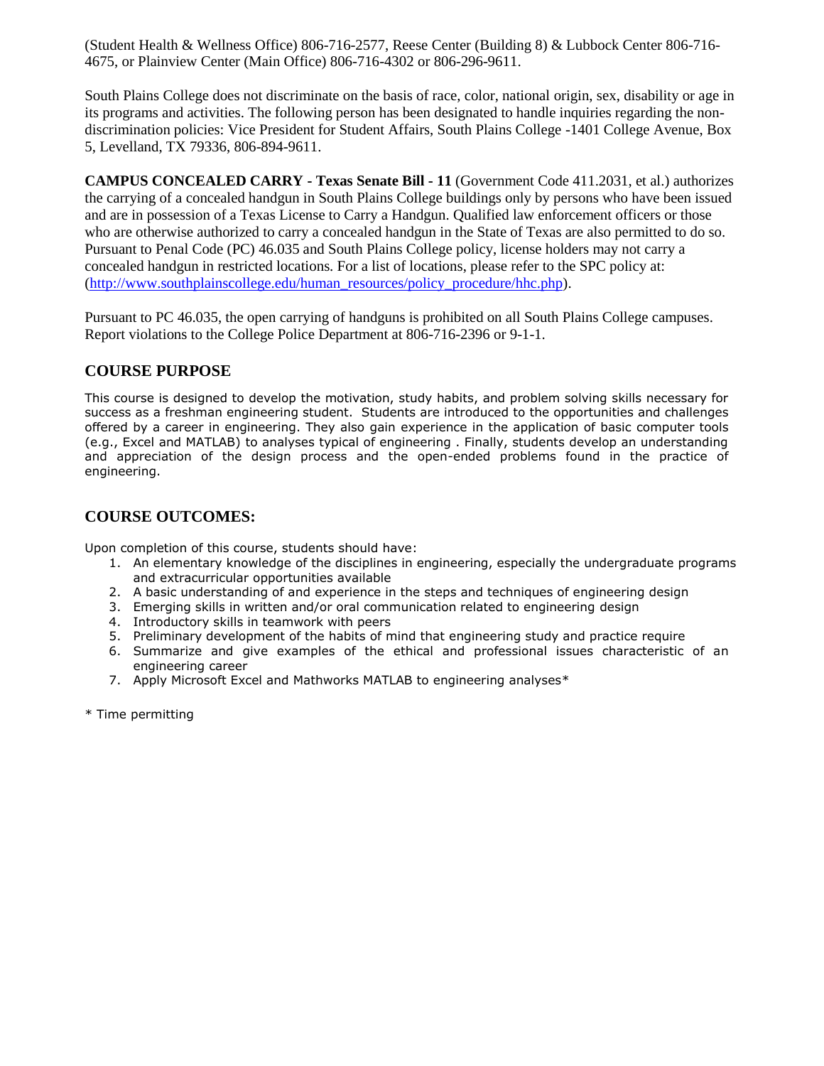(Student Health & Wellness Office) 806-716-2577, Reese Center (Building 8) & Lubbock Center 806-716-4675, or Plainview Center (Main Office) 806-716-4302 or 806-296-9611.

South Plains College does not discriminate on the basis of race, color, national origin, sex, disability or age in its programs and activities. The following person has been designated to handle inquiries regarding the non-discrimination policies: Vice President for Student Affairs, South Plains College -1401 College Avenue, Box 5, Levelland, TX 79336, 806-894-9611.

**CAMPUS CONCEALED CARRY - Texas Senate Bill - 11** (Government Code 411.2031, et al.) authorizes the carrying of a concealed handgun in South Plains College buildings only by persons who have been issued and are in possession of a Texas License to Carry a Handgun. Qualified law enforcement officers or those who are otherwise authorized to carry a concealed handgun in the State of Texas are also permitted to do so. Pursuant to Penal Code (PC) 46.035 and South Plains College policy, license holders may not carry a concealed handgun in restricted locations. For a list of locations, please refer to the SPC policy at: (http://www.southplainscollege.edu/human_resources/policy_procedure/hhc.php).

Pursuant to PC 46.035, the open carrying of handguns is prohibited on all South Plains College campuses. Report violations to the College Police Department at 806-716-2396 or 9-1-1.

## COURSE PURPOSE

This course is designed to develop the motivation, study habits, and problem solving skills necessary for success as a freshman engineering student. Students are introduced to the opportunities and challenges offered by a career in engineering. They also gain experience in the application of basic computer tools (e.g., Excel and MATLAB) to analyses typical of engineering . Finally, students develop an understanding and appreciation of the design process and the open-ended problems found in the practice of engineering.

## COURSE OUTCOMES:

Upon completion of this course, students should have:

1. An elementary knowledge of the disciplines in engineering, especially the undergraduate programs and extracurricular opportunities available
2. A basic understanding of and experience in the steps and techniques of engineering design
3. Emerging skills in written and/or oral communication related to engineering design
4. Introductory skills in teamwork with peers
5. Preliminary development of the habits of mind that engineering study and practice require
6. Summarize and give examples of the ethical and professional issues characteristic of an engineering career
7. Apply Microsoft Excel and Mathworks MATLAB to engineering analyses*

* Time permitting